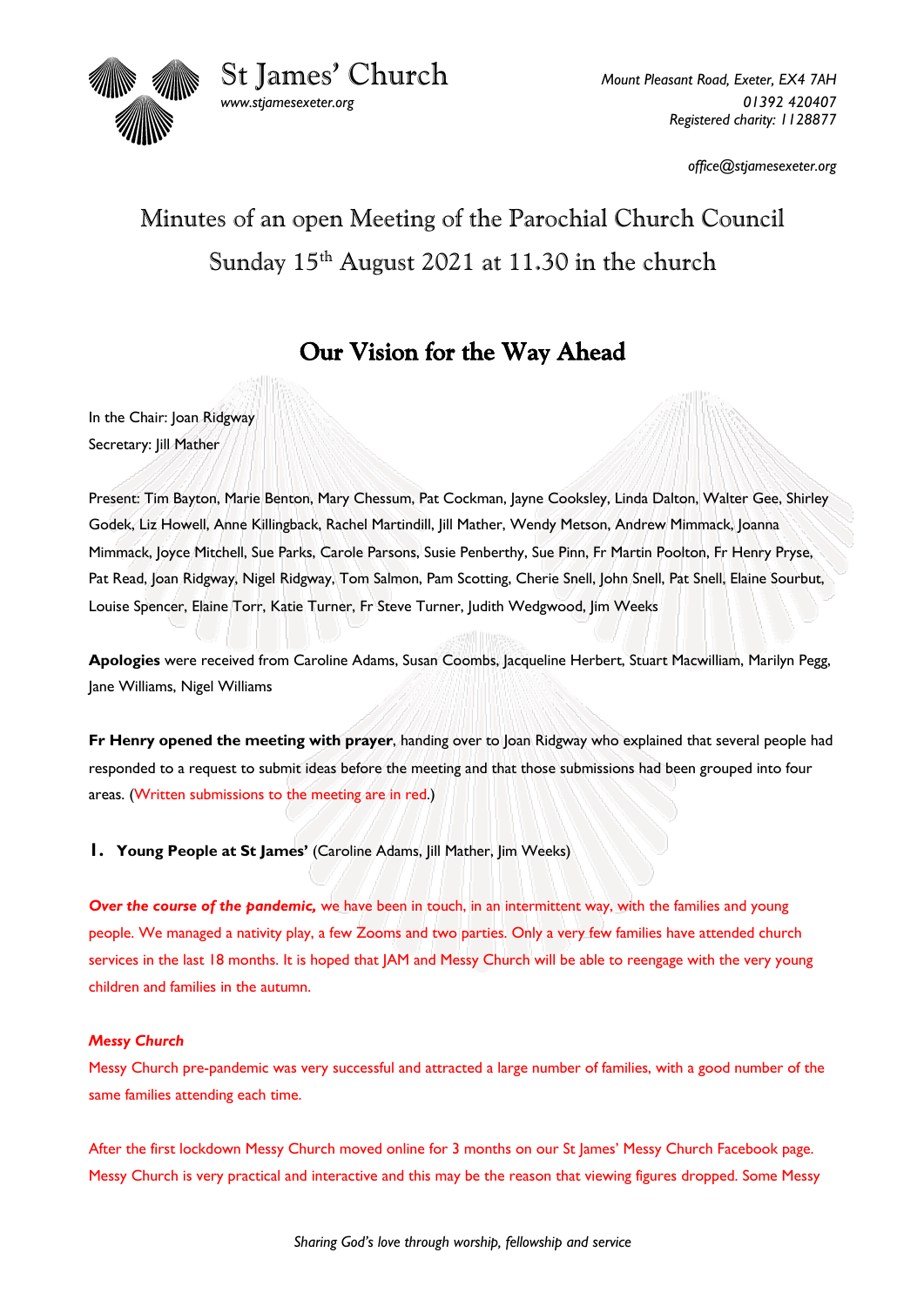St James' Church
www.stjamesexeter.org

*Mount Pleasant Road, Exeter, EX4 7AH*
*01392 420407*
*Registered charity: 1128877*

*office@stjamesexeter.org*

# Minutes of an open Meeting of the Parochial Church Council
# Sunday 15th August 2021 at 11.30 in the church

## Our Vision for the Way Ahead

In the Chair: Joan Ridgway
Secretary: Jill Mather

Present: Tim Bayton, Marie Benton, Mary Chessum, Pat Cockman, Jayne Cooksley, Linda Dalton, Walter Gee, Shirley Godek, Liz Howell, Anne Killingback, Rachel Martindill, Jill Mather, Wendy Metson, Andrew Mimmack, Joanna Mimmack, Joyce Mitchell, Sue Parks, Carole Parsons, Susie Penberthy, Sue Pinn, Fr Martin Poolton, Fr Henry Pryse, Pat Read, Joan Ridgway, Nigel Ridgway, Tom Salmon, Pam Scotting, Cherie Snell, John Snell, Pat Snell, Elaine Sourbut, Louise Spencer, Elaine Torr, Katie Turner, Fr Steve Turner, Judith Wedgwood, Jim Weeks

**Apologies** were received from Caroline Adams, Susan Coombs, Jacqueline Herbert, Stuart Macwilliam, Marilyn Pegg, Jane Williams, Nigel Williams

**Fr Henry opened the meeting with prayer**, handing over to Joan Ridgway who explained that several people had responded to a request to submit ideas before the meeting and that those submissions had been grouped into four areas. (Written submissions to the meeting are in red.)

**1. Young People at St James'** (Caroline Adams, Jill Mather, Jim Weeks)

***Over the course of the pandemic,*** we have been in touch, in an intermittent way, with the families and young people. We managed a nativity play, a few Zooms and two parties. Only a very few families have attended church services in the last 18 months. It is hoped that JAM and Messy Church will be able to reengage with the very young children and families in the autumn.

***Messy Church***
Messy Church pre-pandemic was very successful and attracted a large number of families, with a good number of the same families attending each time.

After the first lockdown Messy Church moved online for 3 months on our St James' Messy Church Facebook page. Messy Church is very practical and interactive and this may be the reason that viewing figures dropped. Some Messy

*Sharing God's love through worship, fellowship and service*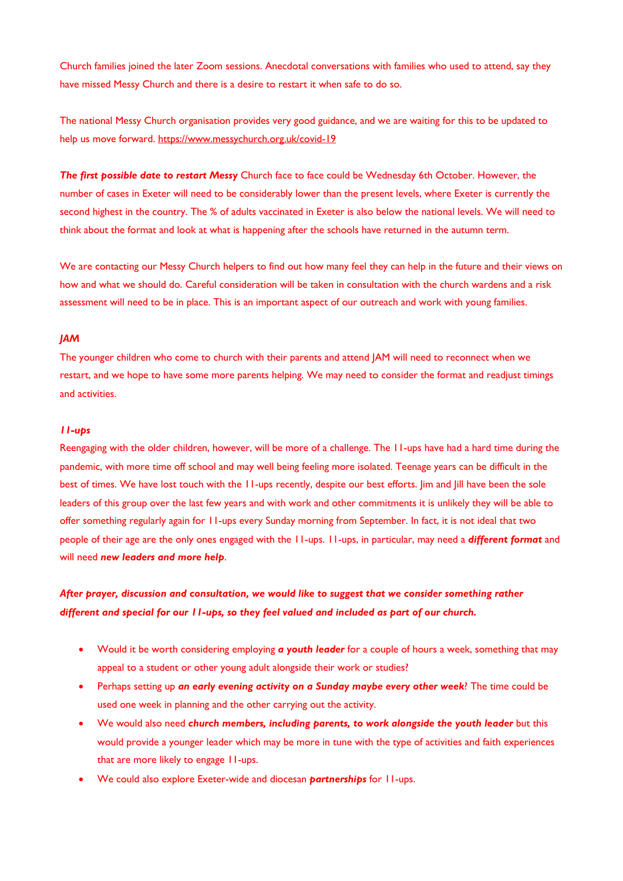Church families joined the later Zoom sessions. Anecdotal conversations with families who used to attend, say they have missed Messy Church and there is a desire to restart it when safe to do so.

The national Messy Church organisation provides very good guidance, and we are waiting for this to be updated to help us move forward. https://www.messychurch.org.uk/covid-19

***The first possible date to restart Messy*** Church face to face could be Wednesday 6th October. However, the number of cases in Exeter will need to be considerably lower than the present levels, where Exeter is currently the second highest in the country. The % of adults vaccinated in Exeter is also below the national levels. We will need to think about the format and look at what is happening after the schools have returned in the autumn term.

We are contacting our Messy Church helpers to find out how many feel they can help in the future and their views on how and what we should do. Careful consideration will be taken in consultation with the church wardens and a risk assessment will need to be in place. This is an important aspect of our outreach and work with young families.

***JAM***

The younger children who come to church with their parents and attend JAM will need to reconnect when we restart, and we hope to have some more parents helping. We may need to consider the format and readjust timings and activities.

***11-ups***

Reengaging with the older children, however, will be more of a challenge. The 11-ups have had a hard time during the pandemic, with more time off school and may well being feeling more isolated. Teenage years can be difficult in the best of times. We have lost touch with the 11-ups recently, despite our best efforts. Jim and Jill have been the sole leaders of this group over the last few years and with work and other commitments it is unlikely they will be able to offer something regularly again for 11-ups every Sunday morning from September. In fact, it is not ideal that two people of their age are the only ones engaged with the 11-ups. 11-ups, in particular, may need a ***different format*** and will need ***new leaders and more help***.

***After prayer, discussion and consultation, we would like to suggest that we consider something rather different and special for our 11-ups, so they feel valued and included as part of our church.***

- Would it be worth considering employing ***a youth leader*** for a couple of hours a week, something that may appeal to a student or other young adult alongside their work or studies?
- Perhaps setting up ***an early evening activity on a Sunday maybe every other week***? The time could be used one week in planning and the other carrying out the activity.
- We would also need ***church members, including parents, to work alongside the youth leader*** but this would provide a younger leader which may be more in tune with the type of activities and faith experiences that are more likely to engage 11-ups.
- We could also explore Exeter-wide and diocesan ***partnerships*** for 11-ups.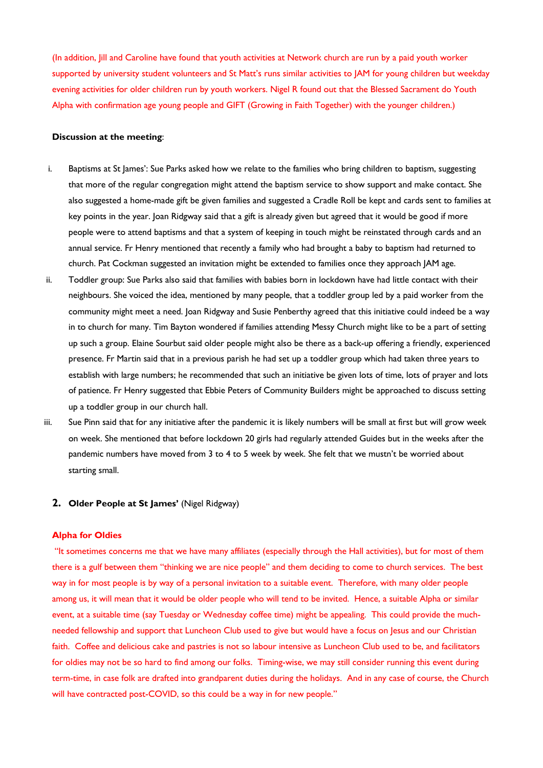(In addition, Jill and Caroline have found that youth activities at Network church are run by a paid youth worker supported by university student volunteers and St Matt's runs similar activities to JAM for young children but weekday evening activities for older children run by youth workers. Nigel R found out that the Blessed Sacrament do Youth Alpha with confirmation age young people and GIFT (Growing in Faith Together) with the younger children.)

**Discussion at the meeting**:

i. Baptisms at St James': Sue Parks asked how we relate to the families who bring children to baptism, suggesting that more of the regular congregation might attend the baptism service to show support and make contact. She also suggested a home-made gift be given families and suggested a Cradle Roll be kept and cards sent to families at key points in the year. Joan Ridgway said that a gift is already given but agreed that it would be good if more people were to attend baptisms and that a system of keeping in touch might be reinstated through cards and an annual service. Fr Henry mentioned that recently a family who had brought a baby to baptism had returned to church. Pat Cockman suggested an invitation might be extended to families once they approach JAM age.

ii. Toddler group: Sue Parks also said that families with babies born in lockdown have had little contact with their neighbours. She voiced the idea, mentioned by many people, that a toddler group led by a paid worker from the community might meet a need. Joan Ridgway and Susie Penberthy agreed that this initiative could indeed be a way in to church for many. Tim Bayton wondered if families attending Messy Church might like to be a part of setting up such a group. Elaine Sourbut said older people might also be there as a back-up offering a friendly, experienced presence. Fr Martin said that in a previous parish he had set up a toddler group which had taken three years to establish with large numbers; he recommended that such an initiative be given lots of time, lots of prayer and lots of patience. Fr Henry suggested that Ebbie Peters of Community Builders might be approached to discuss setting up a toddler group in our church hall.

iii. Sue Pinn said that for any initiative after the pandemic it is likely numbers will be small at first but will grow week on week. She mentioned that before lockdown 20 girls had regularly attended Guides but in the weeks after the pandemic numbers have moved from 3 to 4 to 5 week by week. She felt that we mustn't be worried about starting small.

## 2. Older People at St James' (Nigel Ridgway)

**Alpha for Oldies**

"It sometimes concerns me that we have many affiliates (especially through the Hall activities), but for most of them there is a gulf between them "thinking we are nice people" and them deciding to come to church services. The best way in for most people is by way of a personal invitation to a suitable event. Therefore, with many older people among us, it will mean that it would be older people who will tend to be invited. Hence, a suitable Alpha or similar event, at a suitable time (say Tuesday or Wednesday coffee time) might be appealing. This could provide the much-needed fellowship and support that Luncheon Club used to give but would have a focus on Jesus and our Christian faith. Coffee and delicious cake and pastries is not so labour intensive as Luncheon Club used to be, and facilitators for oldies may not be so hard to find among our folks. Timing-wise, we may still consider running this event during term-time, in case folk are drafted into grandparent duties during the holidays. And in any case of course, the Church will have contracted post-COVID, so this could be a way in for new people."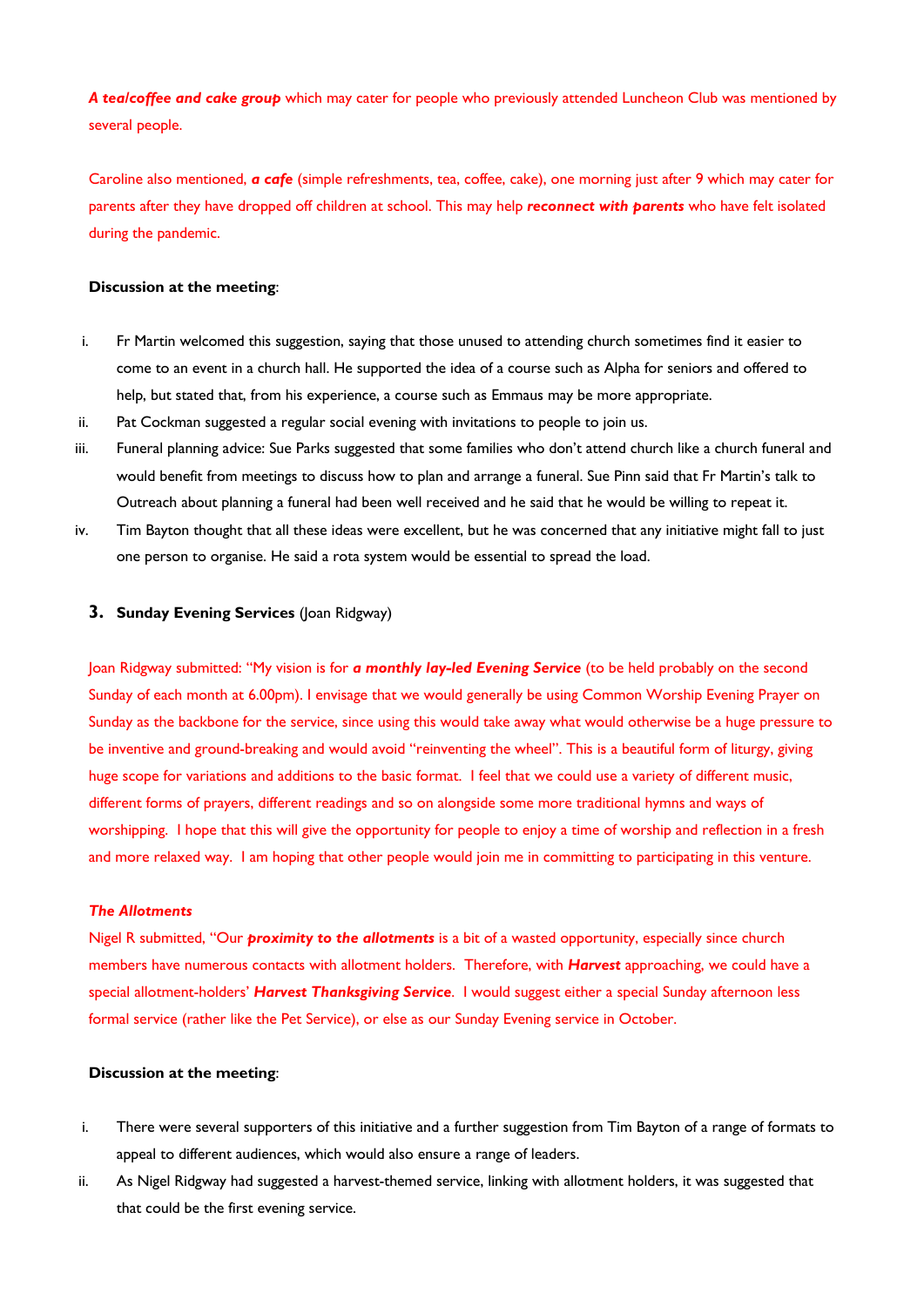***A tea/coffee and cake group*** which may cater for people who previously attended Luncheon Club was mentioned by several people.

Caroline also mentioned, ***a cafe*** (simple refreshments, tea, coffee, cake), one morning just after 9 which may cater for parents after they have dropped off children at school. This may help ***reconnect with parents*** who have felt isolated during the pandemic.

**Discussion at the meeting**:

i. Fr Martin welcomed this suggestion, saying that those unused to attending church sometimes find it easier to come to an event in a church hall. He supported the idea of a course such as Alpha for seniors and offered to help, but stated that, from his experience, a course such as Emmaus may be more appropriate.
ii. Pat Cockman suggested a regular social evening with invitations to people to join us.
iii. Funeral planning advice: Sue Parks suggested that some families who don't attend church like a church funeral and would benefit from meetings to discuss how to plan and arrange a funeral. Sue Pinn said that Fr Martin's talk to Outreach about planning a funeral had been well received and he said that he would be willing to repeat it.
iv. Tim Bayton thought that all these ideas were excellent, but he was concerned that any initiative might fall to just one person to organise. He said a rota system would be essential to spread the load.

### 3. **Sunday Evening Services** (Joan Ridgway)

Joan Ridgway submitted: "My vision is for ***a monthly lay-led Evening Service*** (to be held probably on the second Sunday of each month at 6.00pm). I envisage that we would generally be using Common Worship Evening Prayer on Sunday as the backbone for the service, since using this would take away what would otherwise be a huge pressure to be inventive and ground-breaking and would avoid "reinventing the wheel". This is a beautiful form of liturgy, giving huge scope for variations and additions to the basic format. I feel that we could use a variety of different music, different forms of prayers, different readings and so on alongside some more traditional hymns and ways of worshipping. I hope that this will give the opportunity for people to enjoy a time of worship and reflection in a fresh and more relaxed way. I am hoping that other people would join me in committing to participating in this venture.

***The Allotments***

Nigel R submitted, "Our ***proximity to the allotments*** is a bit of a wasted opportunity, especially since church members have numerous contacts with allotment holders. Therefore, with ***Harvest*** approaching, we could have a special allotment-holders' ***Harvest Thanksgiving Service***. I would suggest either a special Sunday afternoon less formal service (rather like the Pet Service), or else as our Sunday Evening service in October.

**Discussion at the meeting**:

i. There were several supporters of this initiative and a further suggestion from Tim Bayton of a range of formats to appeal to different audiences, which would also ensure a range of leaders.
ii. As Nigel Ridgway had suggested a harvest-themed service, linking with allotment holders, it was suggested that that could be the first evening service.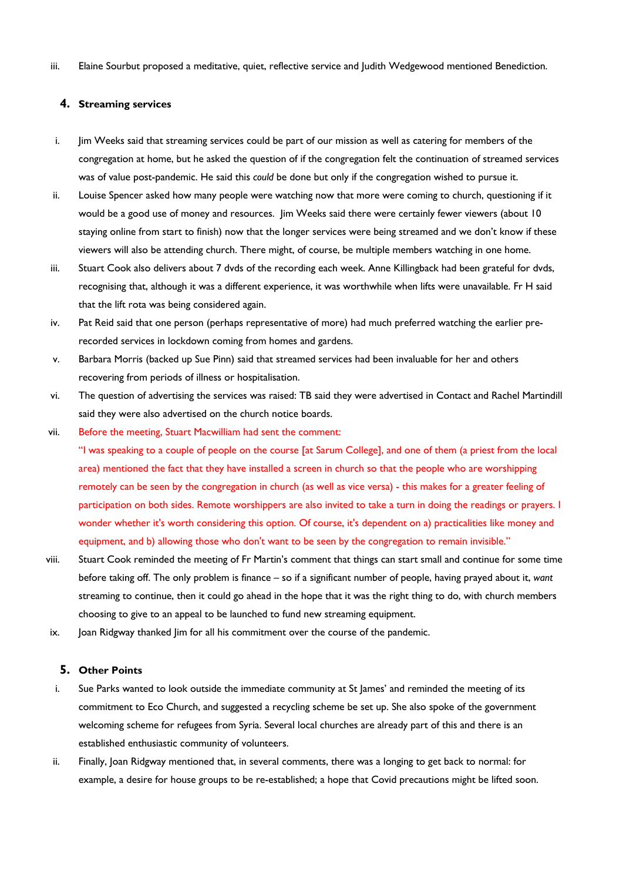iii. Elaine Sourbut proposed a meditative, quiet, reflective service and Judith Wedgewood mentioned Benediction.

## 4. Streaming services

i. Jim Weeks said that streaming services could be part of our mission as well as catering for members of the congregation at home, but he asked the question of if the congregation felt the continuation of streamed services was of value post-pandemic. He said this *could* be done but only if the congregation wished to pursue it.

ii. Louise Spencer asked how many people were watching now that more were coming to church, questioning if it would be a good use of money and resources. Jim Weeks said there were certainly fewer viewers (about 10 staying online from start to finish) now that the longer services were being streamed and we don't know if these viewers will also be attending church. There might, of course, be multiple members watching in one home.

iii. Stuart Cook also delivers about 7 dvds of the recording each week. Anne Killingback had been grateful for dvds, recognising that, although it was a different experience, it was worthwhile when lifts were unavailable. Fr H said that the lift rota was being considered again.

iv. Pat Reid said that one person (perhaps representative of more) had much preferred watching the earlier pre-recorded services in lockdown coming from homes and gardens.

v. Barbara Morris (backed up Sue Pinn) said that streamed services had been invaluable for her and others recovering from periods of illness or hospitalisation.

vi. The question of advertising the services was raised: TB said they were advertised in Contact and Rachel Martindill said they were also advertised on the church notice boards.

vii. Before the meeting, Stuart Macwilliam had sent the comment:
"I was speaking to a couple of people on the course [at Sarum College], and one of them (a priest from the local area) mentioned the fact that they have installed a screen in church so that the people who are worshipping remotely can be seen by the congregation in church (as well as vice versa) - this makes for a greater feeling of participation on both sides. Remote worshippers are also invited to take a turn in doing the readings or prayers. I wonder whether it's worth considering this option. Of course, it's dependent on a) practicalities like money and equipment, and b) allowing those who don't want to be seen by the congregation to remain invisible."

viii. Stuart Cook reminded the meeting of Fr Martin's comment that things can start small and continue for some time before taking off. The only problem is finance – so if a significant number of people, having prayed about it, *want* streaming to continue, then it could go ahead in the hope that it was the right thing to do, with church members choosing to give to an appeal to be launched to fund new streaming equipment.

ix. Joan Ridgway thanked Jim for all his commitment over the course of the pandemic.

## 5. Other Points

i. Sue Parks wanted to look outside the immediate community at St James' and reminded the meeting of its commitment to Eco Church, and suggested a recycling scheme be set up. She also spoke of the government welcoming scheme for refugees from Syria. Several local churches are already part of this and there is an established enthusiastic community of volunteers.

ii. Finally, Joan Ridgway mentioned that, in several comments, there was a longing to get back to normal: for example, a desire for house groups to be re-established; a hope that Covid precautions might be lifted soon.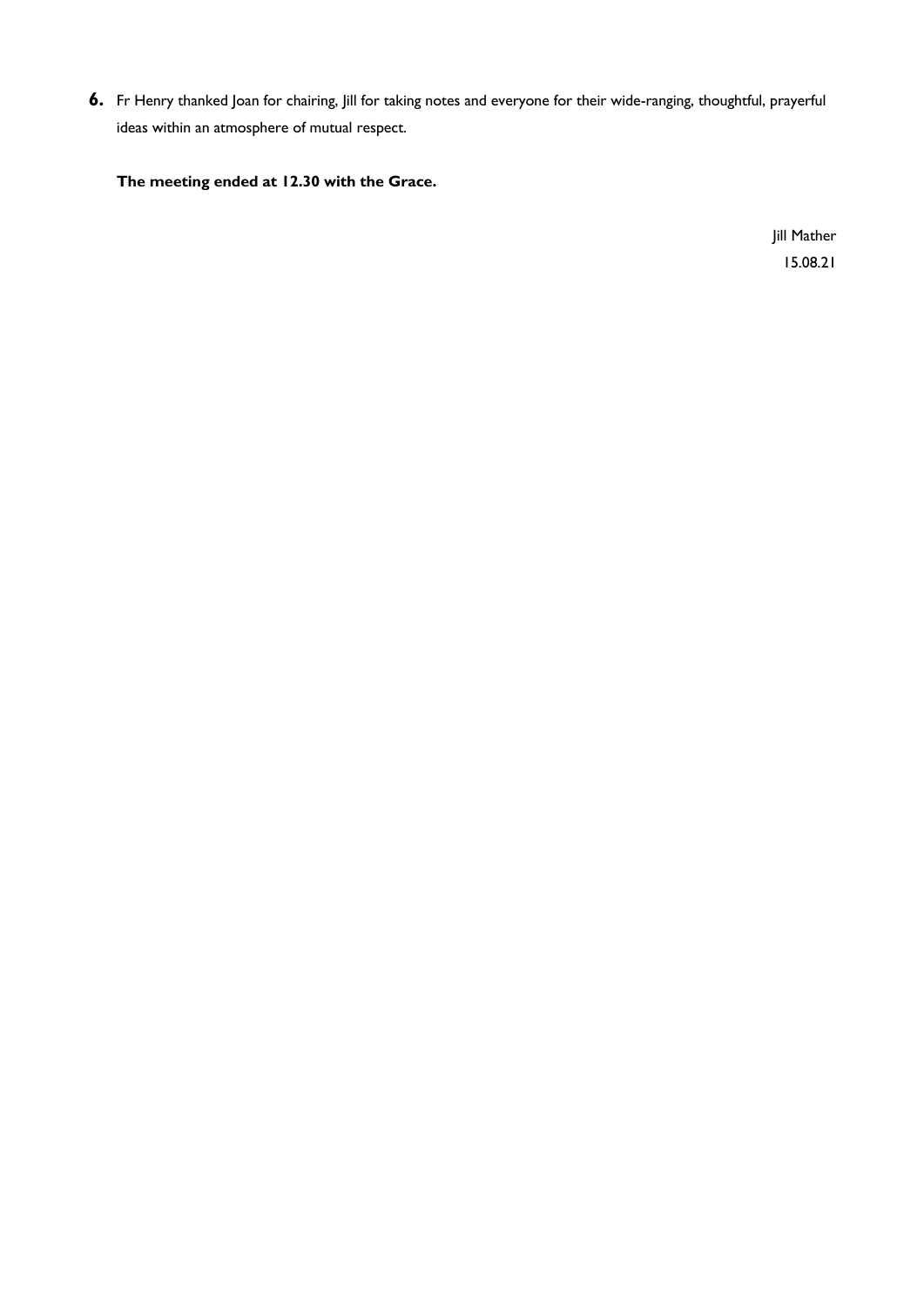6. Fr Henry thanked Joan for chairing, Jill for taking notes and everyone for their wide-ranging, thoughtful, prayerful ideas within an atmosphere of mutual respect.

**The meeting ended at 12.30 with the Grace.**

Jill Mather
15.08.21